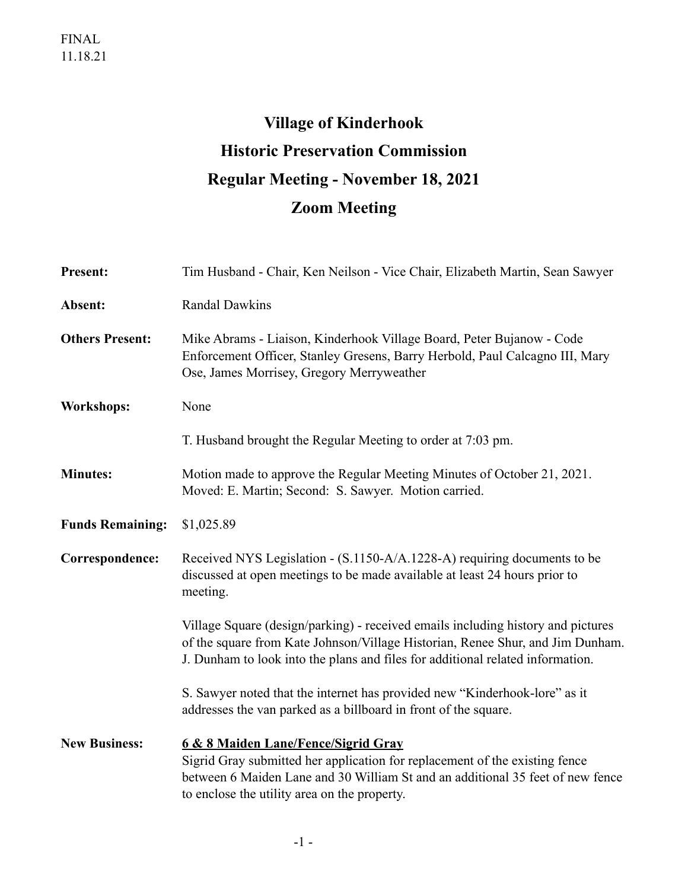FINAL
11.18.21

# Village of Kinderhook
## Historic Preservation Commission
## Regular Meeting - November 18, 2021
## Zoom Meeting

**Present:** Tim Husband - Chair, Ken Neilson - Vice Chair, Elizabeth Martin, Sean Sawyer

**Absent:** Randal Dawkins

**Others Present:** Mike Abrams - Liaison, Kinderhook Village Board, Peter Bujanow - Code Enforcement Officer, Stanley Gresens, Barry Herbold, Paul Calcagno III, Mary Ose, James Morrisey, Gregory Merryweather

**Workshops:** None

T. Husband brought the Regular Meeting to order at 7:03 pm.

**Minutes:** Motion made to approve the Regular Meeting Minutes of October 21, 2021. Moved: E. Martin; Second: S. Sawyer. Motion carried.

**Funds Remaining:** $1,025.89

**Correspondence:** Received NYS Legislation - (S.1150-A/A.1228-A) requiring documents to be discussed at open meetings to be made available at least 24 hours prior to meeting.

Village Square (design/parking) - received emails including history and pictures of the square from Kate Johnson/Village Historian, Renee Shur, and Jim Dunham. J. Dunham to look into the plans and files for additional related information.

S. Sawyer noted that the internet has provided new "Kinderhook-lore" as it addresses the van parked as a billboard in front of the square.

**New Business:** **6 & 8 Maiden Lane/Fence/Sigrid Gray**

Sigrid Gray submitted her application for replacement of the existing fence between 6 Maiden Lane and 30 William St and an additional 35 feet of new fence to enclose the utility area on the property.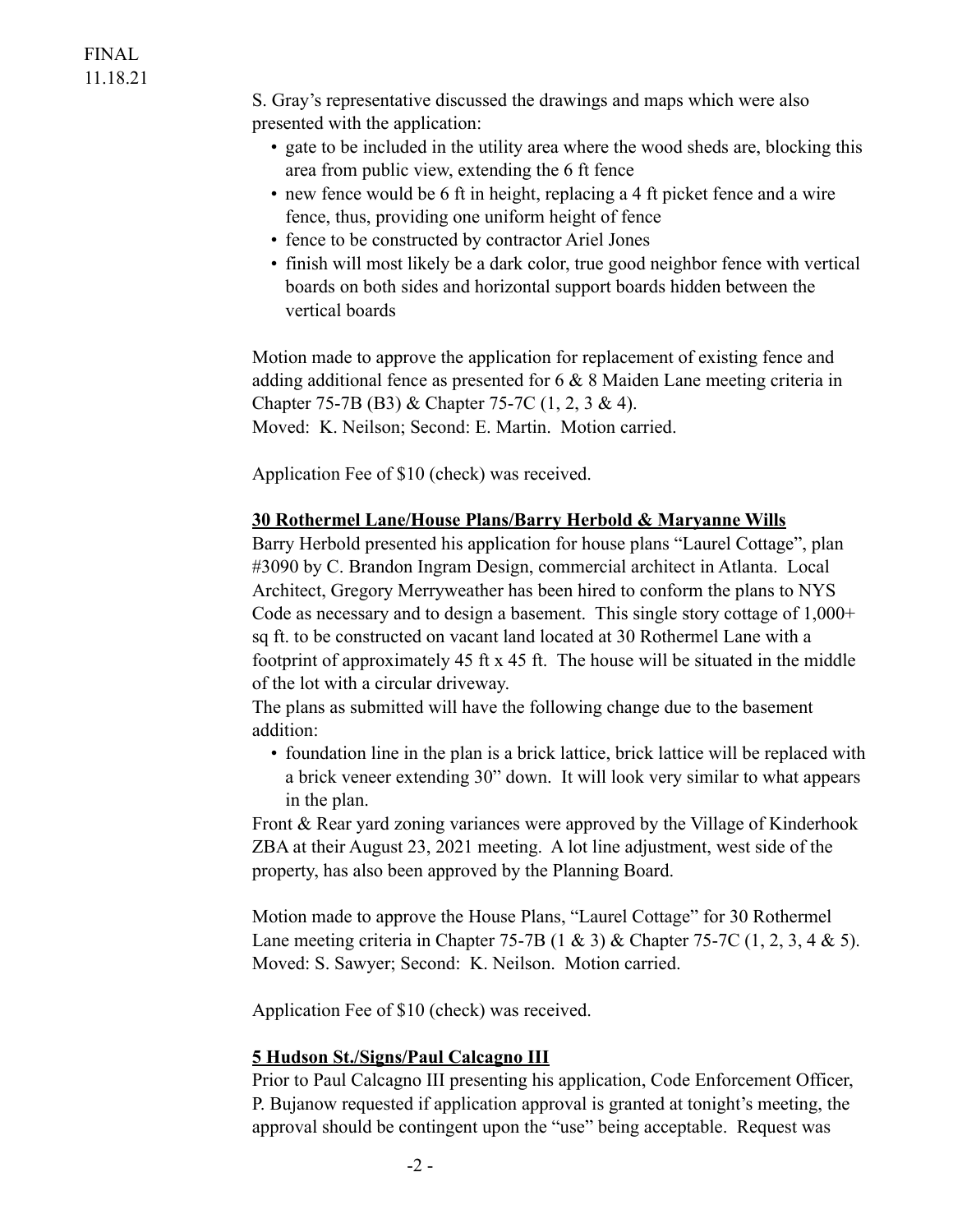FINAL
11.18.21

S. Gray's representative discussed the drawings and maps which were also presented with the application:

- gate to be included in the utility area where the wood sheds are, blocking this area from public view, extending the 6 ft fence
- new fence would be 6 ft in height, replacing a 4 ft picket fence and a wire fence, thus, providing one uniform height of fence
- fence to be constructed by contractor Ariel Jones
- finish will most likely be a dark color, true good neighbor fence with vertical boards on both sides and horizontal support boards hidden between the vertical boards

Motion made to approve the application for replacement of existing fence and adding additional fence as presented for 6 & 8 Maiden Lane meeting criteria in Chapter 75-7B (B3) & Chapter 75-7C (1, 2, 3 & 4).
Moved: K. Neilson; Second: E. Martin. Motion carried.

Application Fee of $10 (check) was received.

**30 Rothermel Lane/House Plans/Barry Herbold & Maryanne Wills**

Barry Herbold presented his application for house plans "Laurel Cottage", plan #3090 by C. Brandon Ingram Design, commercial architect in Atlanta. Local Architect, Gregory Merryweather has been hired to conform the plans to NYS Code as necessary and to design a basement. This single story cottage of 1,000+ sq ft. to be constructed on vacant land located at 30 Rothermel Lane with a footprint of approximately 45 ft x 45 ft. The house will be situated in the middle of the lot with a circular driveway.
The plans as submitted will have the following change due to the basement addition:

- foundation line in the plan is a brick lattice, brick lattice will be replaced with a brick veneer extending 30" down. It will look very similar to what appears in the plan.

Front & Rear yard zoning variances were approved by the Village of Kinderhook ZBA at their August 23, 2021 meeting. A lot line adjustment, west side of the property, has also been approved by the Planning Board.

Motion made to approve the House Plans, "Laurel Cottage" for 30 Rothermel Lane meeting criteria in Chapter 75-7B (1 & 3) & Chapter 75-7C (1, 2, 3, 4 & 5).
Moved: S. Sawyer; Second: K. Neilson. Motion carried.

Application Fee of $10 (check) was received.

**5 Hudson St./Signs/Paul Calcagno III**

Prior to Paul Calcagno III presenting his application, Code Enforcement Officer, P. Bujanow requested if application approval is granted at tonight's meeting, the approval should be contingent upon the "use" being acceptable. Request was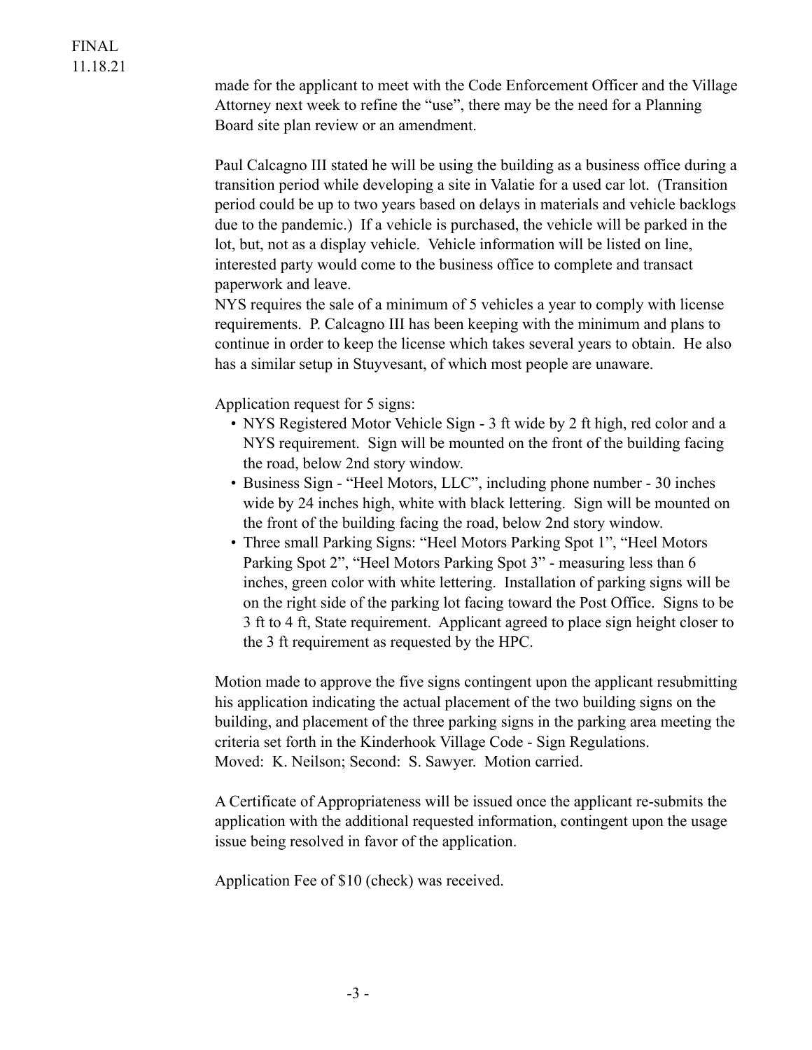made for the applicant to meet with the Code Enforcement Officer and the Village Attorney next week to refine the "use", there may be the need for a Planning Board site plan review or an amendment.

Paul Calcagno III stated he will be using the building as a business office during a transition period while developing a site in Valatie for a used car lot. (Transition period could be up to two years based on delays in materials and vehicle backlogs due to the pandemic.) If a vehicle is purchased, the vehicle will be parked in the lot, but, not as a display vehicle. Vehicle information will be listed on line, interested party would come to the business office to complete and transact paperwork and leave.
NYS requires the sale of a minimum of 5 vehicles a year to comply with license requirements. P. Calcagno III has been keeping with the minimum and plans to continue in order to keep the license which takes several years to obtain. He also has a similar setup in Stuyvesant, of which most people are unaware.

Application request for 5 signs:

- NYS Registered Motor Vehicle Sign - 3 ft wide by 2 ft high, red color and a NYS requirement. Sign will be mounted on the front of the building facing the road, below 2nd story window.
- Business Sign - "Heel Motors, LLC", including phone number - 30 inches wide by 24 inches high, white with black lettering. Sign will be mounted on the front of the building facing the road, below 2nd story window.
- Three small Parking Signs: "Heel Motors Parking Spot 1", "Heel Motors Parking Spot 2", "Heel Motors Parking Spot 3" - measuring less than 6 inches, green color with white lettering. Installation of parking signs will be on the right side of the parking lot facing toward the Post Office. Signs to be 3 ft to 4 ft, State requirement. Applicant agreed to place sign height closer to the 3 ft requirement as requested by the HPC.

Motion made to approve the five signs contingent upon the applicant resubmitting his application indicating the actual placement of the two building signs on the building, and placement of the three parking signs in the parking area meeting the criteria set forth in the Kinderhook Village Code - Sign Regulations.
Moved: K. Neilson; Second: S. Sawyer. Motion carried.

A Certificate of Appropriateness will be issued once the applicant re-submits the application with the additional requested information, contingent upon the usage issue being resolved in favor of the application.

Application Fee of $10 (check) was received.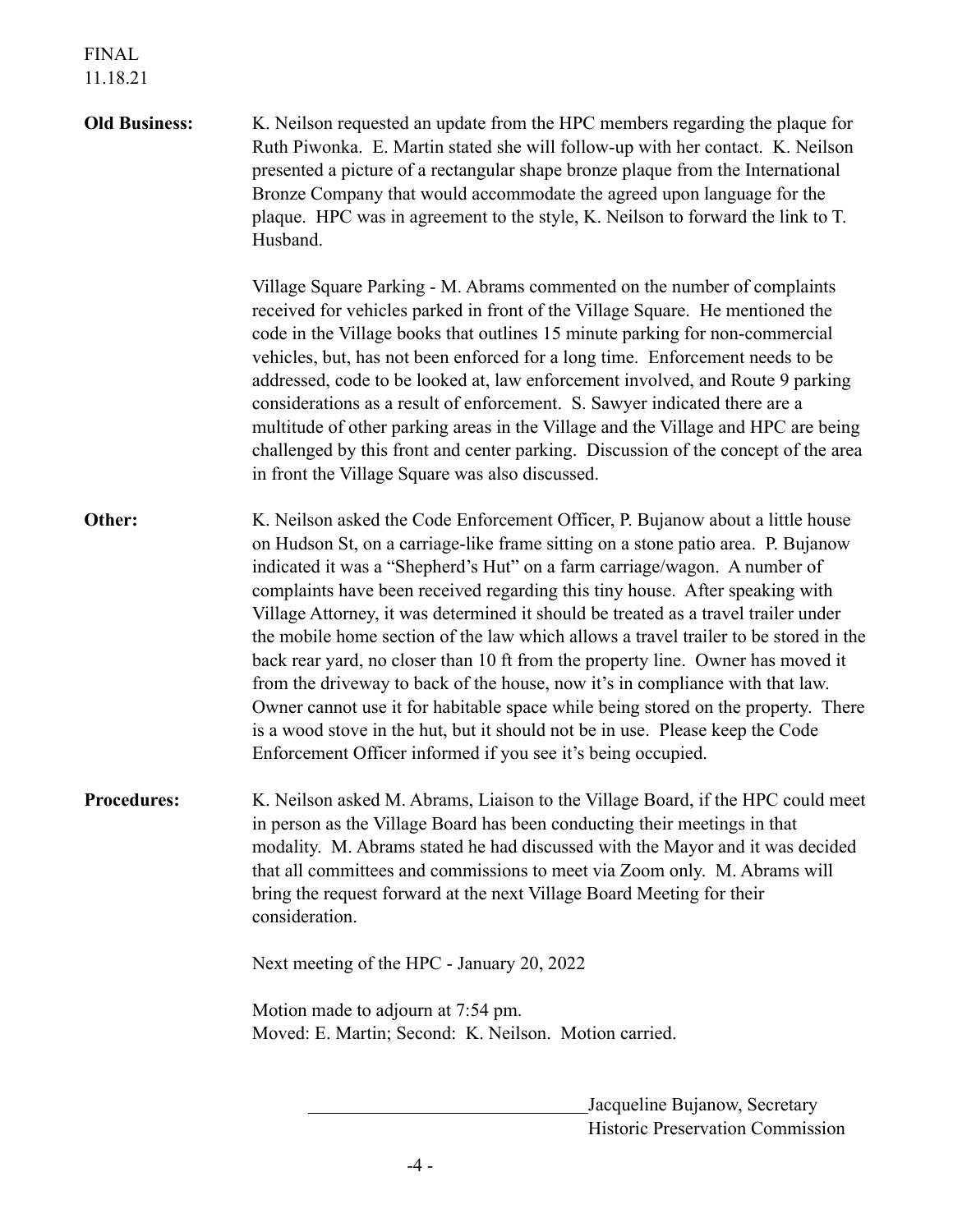FINAL
11.18.21

**Old Business:** K. Neilson requested an update from the HPC members regarding the plaque for Ruth Piwonka. E. Martin stated she will follow-up with her contact. K. Neilson presented a picture of a rectangular shape bronze plaque from the International Bronze Company that would accommodate the agreed upon language for the plaque. HPC was in agreement to the style, K. Neilson to forward the link to T. Husband.

Village Square Parking - M. Abrams commented on the number of complaints received for vehicles parked in front of the Village Square. He mentioned the code in the Village books that outlines 15 minute parking for non-commercial vehicles, but, has not been enforced for a long time. Enforcement needs to be addressed, code to be looked at, law enforcement involved, and Route 9 parking considerations as a result of enforcement. S. Sawyer indicated there are a multitude of other parking areas in the Village and the Village and HPC are being challenged by this front and center parking. Discussion of the concept of the area in front the Village Square was also discussed.

**Other:** K. Neilson asked the Code Enforcement Officer, P. Bujanow about a little house on Hudson St, on a carriage-like frame sitting on a stone patio area. P. Bujanow indicated it was a "Shepherd's Hut" on a farm carriage/wagon. A number of complaints have been received regarding this tiny house. After speaking with Village Attorney, it was determined it should be treated as a travel trailer under the mobile home section of the law which allows a travel trailer to be stored in the back rear yard, no closer than 10 ft from the property line. Owner has moved it from the driveway to back of the house, now it's in compliance with that law. Owner cannot use it for habitable space while being stored on the property. There is a wood stove in the hut, but it should not be in use. Please keep the Code Enforcement Officer informed if you see it's being occupied.

**Procedures:** K. Neilson asked M. Abrams, Liaison to the Village Board, if the HPC could meet in person as the Village Board has been conducting their meetings in that modality. M. Abrams stated he had discussed with the Mayor and it was decided that all committees and commissions to meet via Zoom only. M. Abrams will bring the request forward at the next Village Board Meeting for their consideration.

Next meeting of the HPC - January 20, 2022

Motion made to adjourn at 7:54 pm.
Moved: E. Martin; Second: K. Neilson. Motion carried.

______________________________ Jacqueline Bujanow, Secretary
Historic Preservation Commission